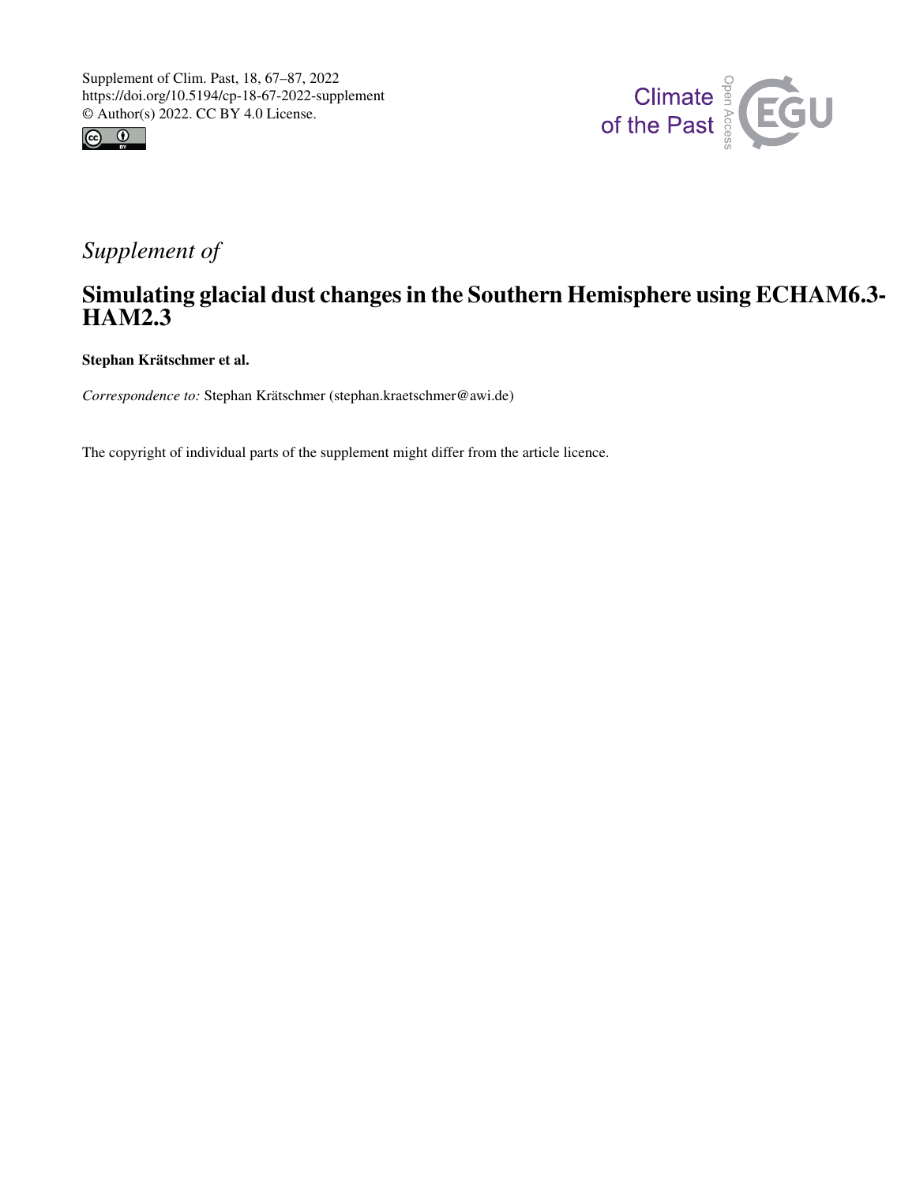*Supplement of*

# Simulating glacial dust changes in the Southern Hemisphere using ECHAM6.3-HAM2.3

**Stephan Krätschmer et al.**

*Correspondence to:* Stephan Krätschmer (stephan.kraetschmer@awi.de)

The copyright of individual parts of the supplement might differ from the article licence.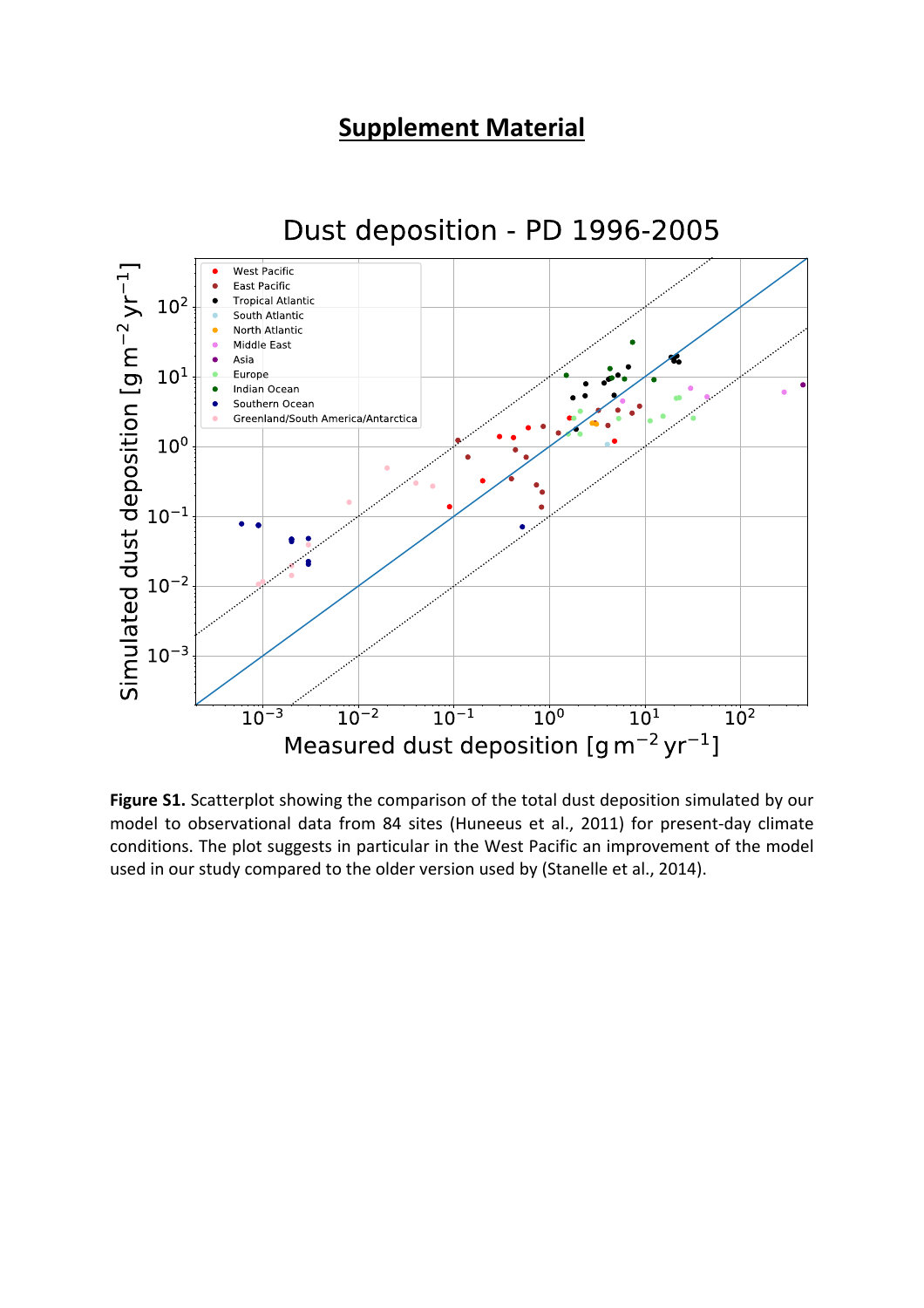# Supplement Material

**Figure S1.** Scatterplot showing the comparison of the total dust deposition simulated by our model to observational data from 84 sites (Huneeus et al., 2011) for present-day climate conditions. The plot suggests in particular in the West Pacific an improvement of the model used in our study compared to the older version used by (Stanelle et al., 2014).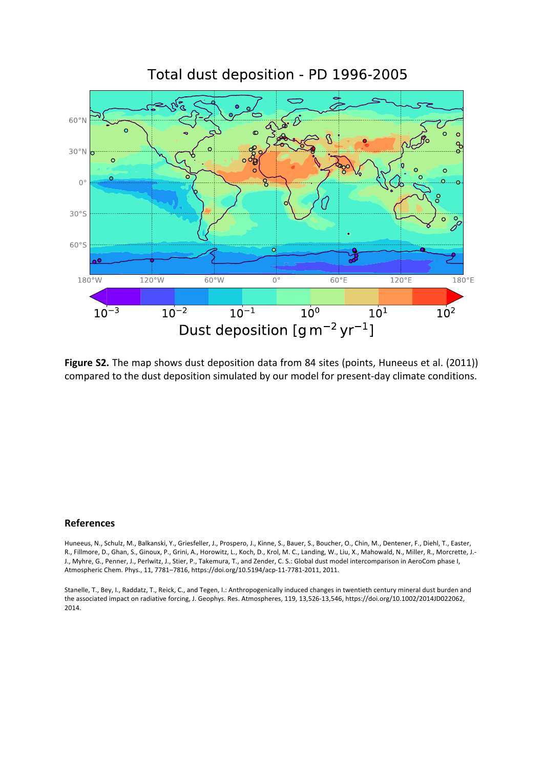Total dust deposition - PD 1996-2005

60°N

30°N

0°

30°S

60°S

180°W 120°W 60°W 0° 60°E 120°E 180°E

$10^{-3}$ $10^{-2}$ $10^{-1}$ $10^{0}$ $10^{1}$ $10^{2}$

Dust deposition $[\mathrm{g\,m^{-2}\,yr^{-1}}]$

**Figure S2.** The map shows dust deposition data from 84 sites (points, Huneeus et al. (2011)) compared to the dust deposition simulated by our model for present-day climate conditions.

## References

Huneeus, N., Schulz, M., Balkanski, Y., Griesfeller, J., Prospero, J., Kinne, S., Bauer, S., Boucher, O., Chin, M., Dentener, F., Diehl, T., Easter, R., Fillmore, D., Ghan, S., Ginoux, P., Grini, A., Horowitz, L., Koch, D., Krol, M. C., Landing, W., Liu, X., Mahowald, N., Miller, R., Morcrette, J.-J., Myhre, G., Penner, J., Perlwitz, J., Stier, P., Takemura, T., and Zender, C. S.: Global dust model intercomparison in AeroCom phase I, Atmospheric Chem. Phys., 11, 7781–7816, https://doi.org/10.5194/acp-11-7781-2011, 2011.

Stanelle, T., Bey, I., Raddatz, T., Reick, C., and Tegen, I.: Anthropogenically induced changes in twentieth century mineral dust burden and the associated impact on radiative forcing, J. Geophys. Res. Atmospheres, 119, 13,526-13,546, https://doi.org/10.1002/2014JD022062, 2014.